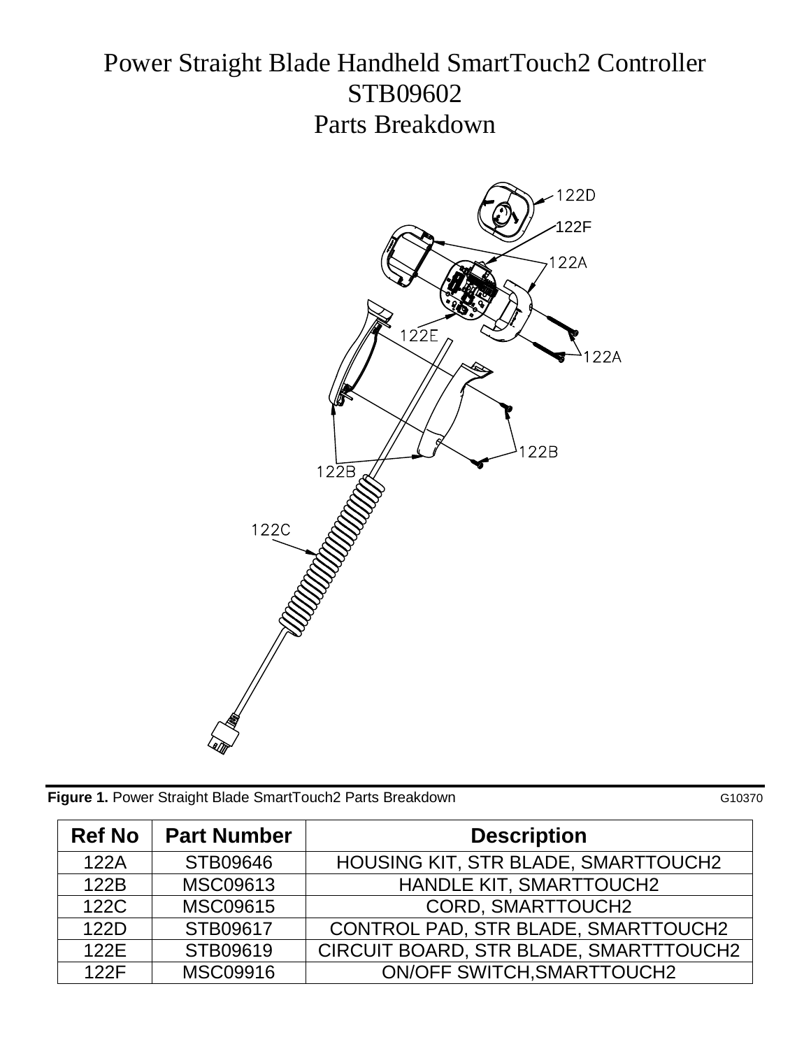# Power Straight Blade Handheld SmartTouch2 Controller
# STB09602
# Parts Breakdown

**Figure 1.** Power Straight Blade SmartTouch2 Parts Breakdown G10370

| Ref No | Part Number | Description |
|---|---|---|
| 122A | STB09646 | HOUSING KIT, STR BLADE, SMARTTOUCH2 |
| 122B | MSC09613 | HANDLE KIT, SMARTTOUCH2 |
| 122C | MSC09615 | CORD, SMARTTOUCH2 |
| 122D | STB09617 | CONTROL PAD, STR BLADE, SMARTTOUCH2 |
| 122E | STB09619 | CIRCUIT BOARD, STR BLADE, SMARTTTOUCH2 |
| 122F | MSC09916 | ON/OFF SWITCH,SMARTTOUCH2 |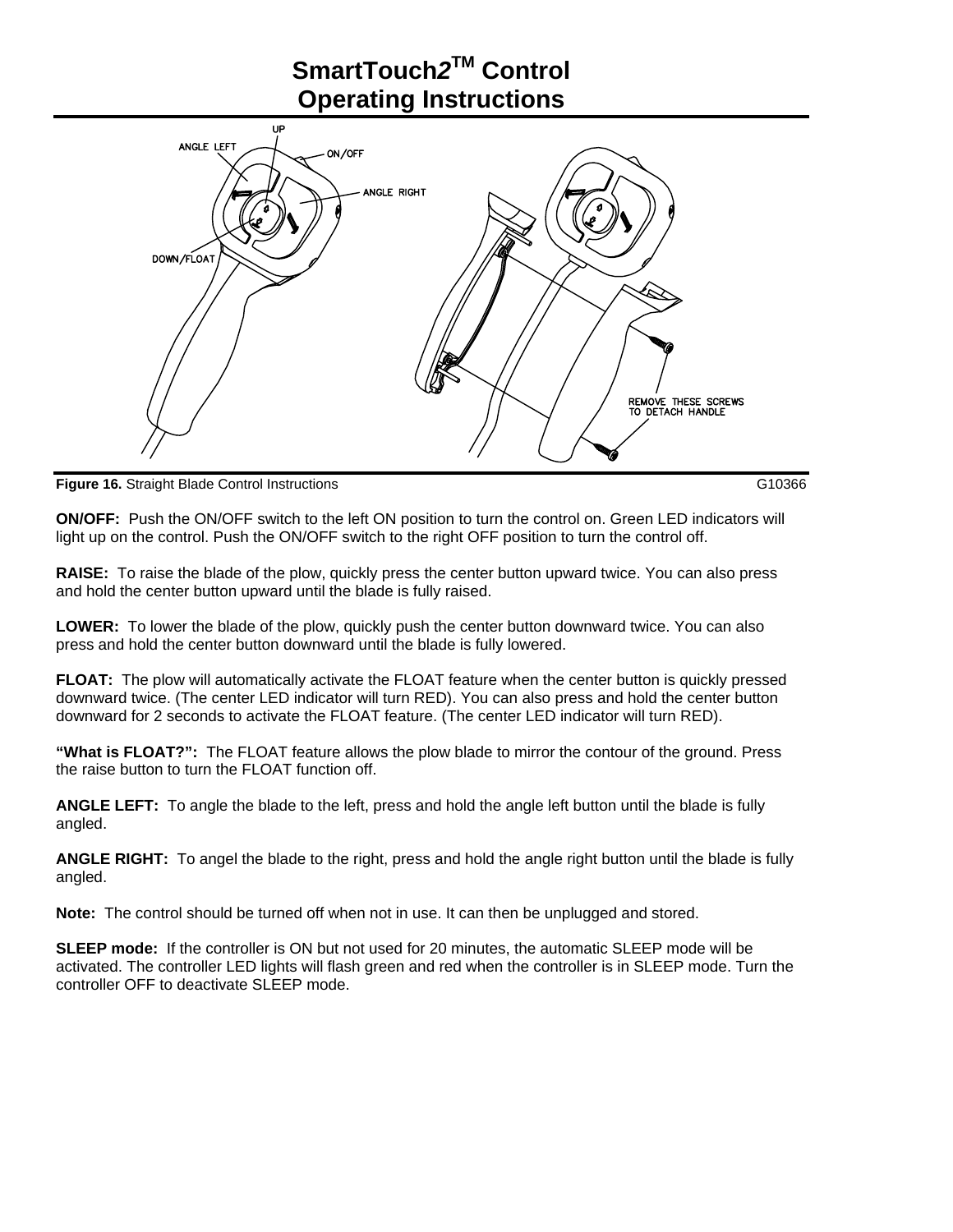# SmartTouch2™ Control Operating Instructions

**Figure 16.** Straight Blade Control Instructions G10366

**ON/OFF:** Push the ON/OFF switch to the left ON position to turn the control on. Green LED indicators will light up on the control. Push the ON/OFF switch to the right OFF position to turn the control off.

**RAISE:** To raise the blade of the plow, quickly press the center button upward twice. You can also press and hold the center button upward until the blade is fully raised.

**LOWER:** To lower the blade of the plow, quickly push the center button downward twice. You can also press and hold the center button downward until the blade is fully lowered.

**FLOAT:** The plow will automatically activate the FLOAT feature when the center button is quickly pressed downward twice. (The center LED indicator will turn RED). You can also press and hold the center button downward for 2 seconds to activate the FLOAT feature. (The center LED indicator will turn RED).

**"What is FLOAT?":** The FLOAT feature allows the plow blade to mirror the contour of the ground. Press the raise button to turn the FLOAT function off.

**ANGLE LEFT:** To angle the blade to the left, press and hold the angle left button until the blade is fully angled.

**ANGLE RIGHT:** To angel the blade to the right, press and hold the angle right button until the blade is fully angled.

**Note:** The control should be turned off when not in use. It can then be unplugged and stored.

**SLEEP mode:** If the controller is ON but not used for 20 minutes, the automatic SLEEP mode will be activated. The controller LED lights will flash green and red when the controller is in SLEEP mode. Turn the controller OFF to deactivate SLEEP mode.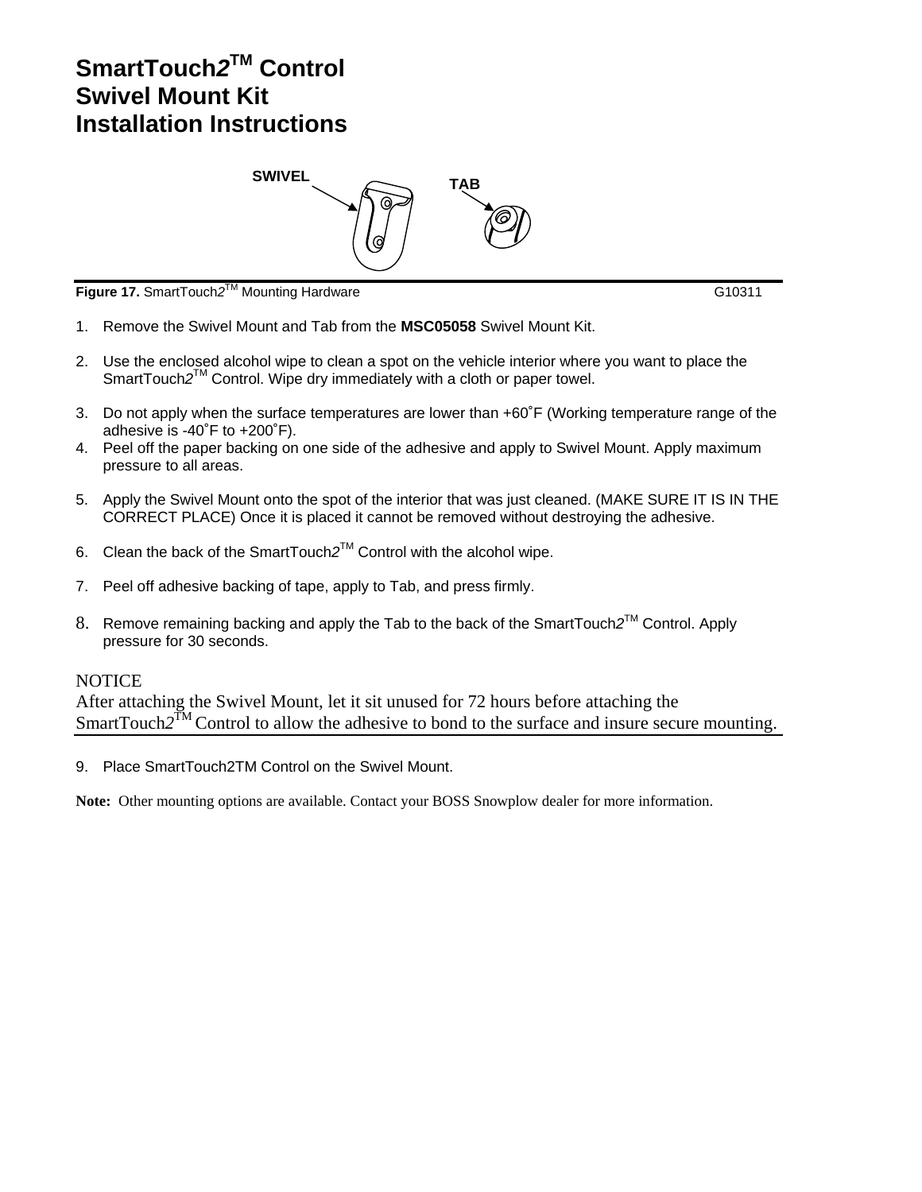# SmartTouch2™ Control Swivel Mount Kit Installation Instructions

SWIVEL TAB

**Figure 17.** SmartTouch2™ Mounting Hardware G10311

1. Remove the Swivel Mount and Tab from the **MSC05058** Swivel Mount Kit.
2. Use the enclosed alcohol wipe to clean a spot on the vehicle interior where you want to place the SmartTouch2™ Control. Wipe dry immediately with a cloth or paper towel.
3. Do not apply when the surface temperatures are lower than +60˚F (Working temperature range of the adhesive is -40˚F to +200˚F).
4. Peel off the paper backing on one side of the adhesive and apply to Swivel Mount. Apply maximum pressure to all areas.
5. Apply the Swivel Mount onto the spot of the interior that was just cleaned. (MAKE SURE IT IS IN THE CORRECT PLACE) Once it is placed it cannot be removed without destroying the adhesive.
6. Clean the back of the SmartTouch2™ Control with the alcohol wipe.
7. Peel off adhesive backing of tape, apply to Tab, and press firmly.
8. Remove remaining backing and apply the Tab to the back of the SmartTouch2™ Control. Apply pressure for 30 seconds.

NOTICE

After attaching the Swivel Mount, let it sit unused for 72 hours before attaching the SmartTouch2™ Control to allow the adhesive to bond to the surface and insure secure mounting.

9. Place SmartTouch2TM Control on the Swivel Mount.

**Note:** Other mounting options are available. Contact your BOSS Snowplow dealer for more information.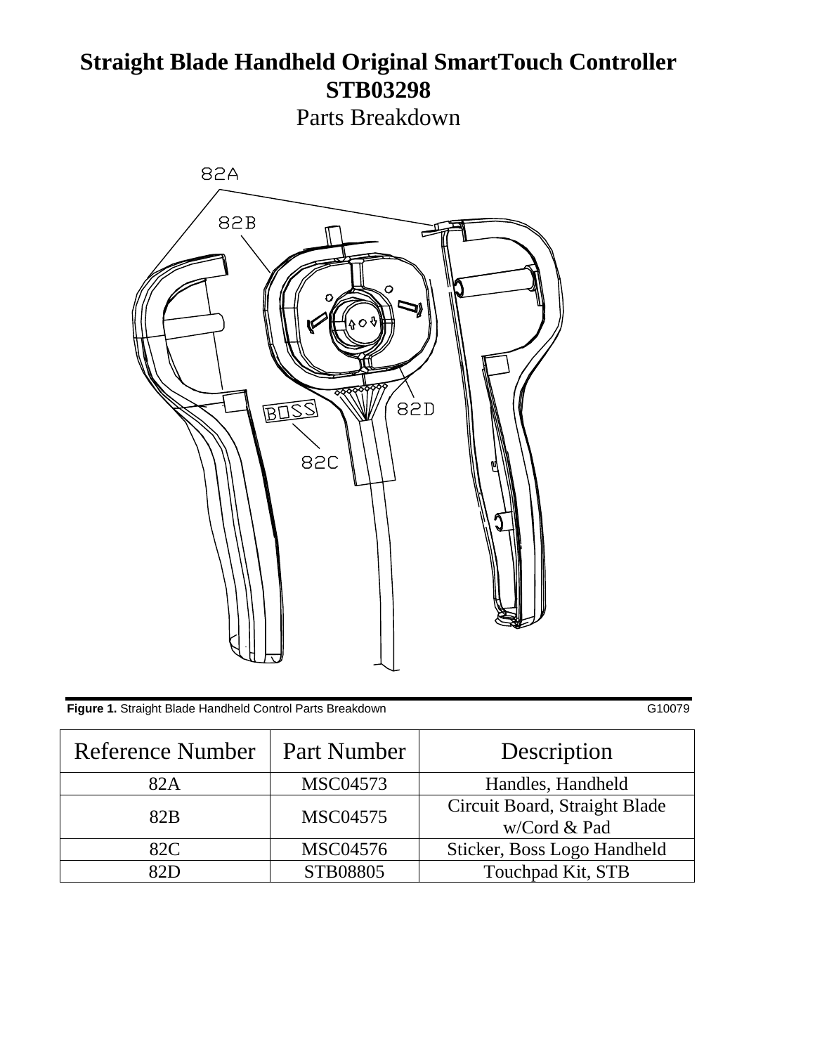# Straight Blade Handheld Original SmartTouch Controller
# STB03298

## Parts Breakdown

82A

82B

BOSS

82C

82D

**Figure 1.** Straight Blade Handheld Control Parts Breakdown G10079

| Reference Number | Part Number | Description |
|---|---|---|
| 82A | MSC04573 | Handles, Handheld |
| 82B | MSC04575 | Circuit Board, Straight Blade w/Cord & Pad |
| 82C | MSC04576 | Sticker, Boss Logo Handheld |
| 82D | STB08805 | Touchpad Kit, STB |